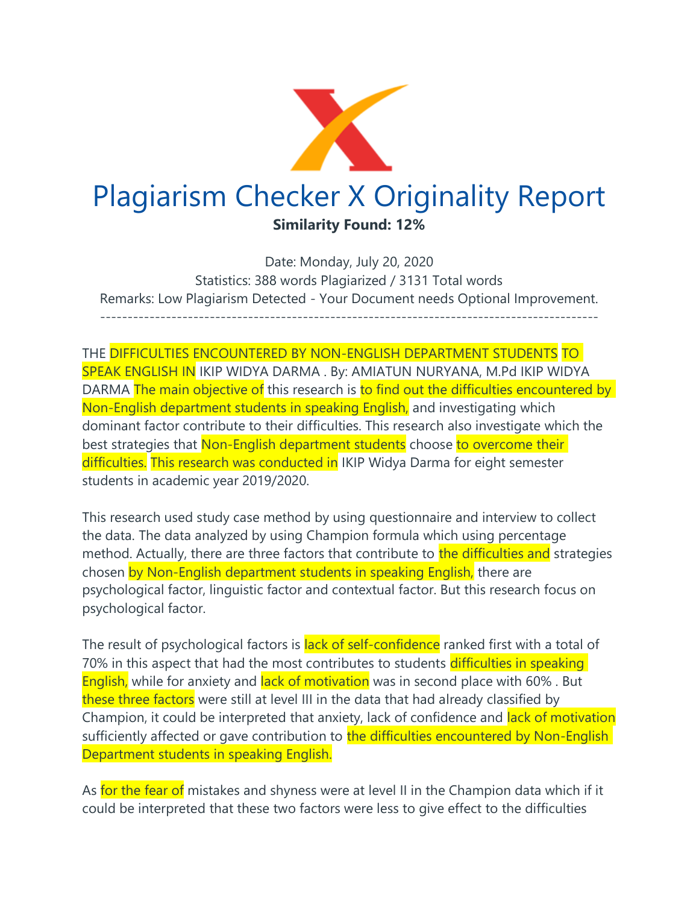# Plagiarism Checker X Originality Report

**Similarity Found: 12%**

Date: Monday, July 20, 2020
Statistics: 388 words Plagiarized / 3131 Total words
Remarks: Low Plagiarism Detected - Your Document needs Optional Improvement.
-------------------------------------------------------------------------------------------

THE DIFFICULTIES ENCOUNTERED BY NON-ENGLISH DEPARTMENT STUDENTS TO SPEAK ENGLISH IN IKIP WIDYA DARMA . By: AMIATUN NURYANA, M.Pd IKIP WIDYA DARMA The main objective of this research is to find out the difficulties encountered by Non-English department students in speaking English, and investigating which dominant factor contribute to their difficulties. This research also investigate which the best strategies that Non-English department students choose to overcome their difficulties. This research was conducted in IKIP Widya Darma for eight semester students in academic year 2019/2020.

This research used study case method by using questionnaire and interview to collect the data. The data analyzed by using Champion formula which using percentage method. Actually, there are three factors that contribute to the difficulties and strategies chosen by Non-English department students in speaking English, there are psychological factor, linguistic factor and contextual factor. But this research focus on psychological factor.

The result of psychological factors is lack of self-confidence ranked first with a total of 70% in this aspect that had the most contributes to students difficulties in speaking English, while for anxiety and lack of motivation was in second place with 60% . But these three factors were still at level III in the data that had already classified by Champion, it could be interpreted that anxiety, lack of confidence and lack of motivation sufficiently affected or gave contribution to the difficulties encountered by Non-English Department students in speaking English.

As for the fear of mistakes and shyness were at level II in the Champion data which if it could be interpreted that these two factors were less to give effect to the difficulties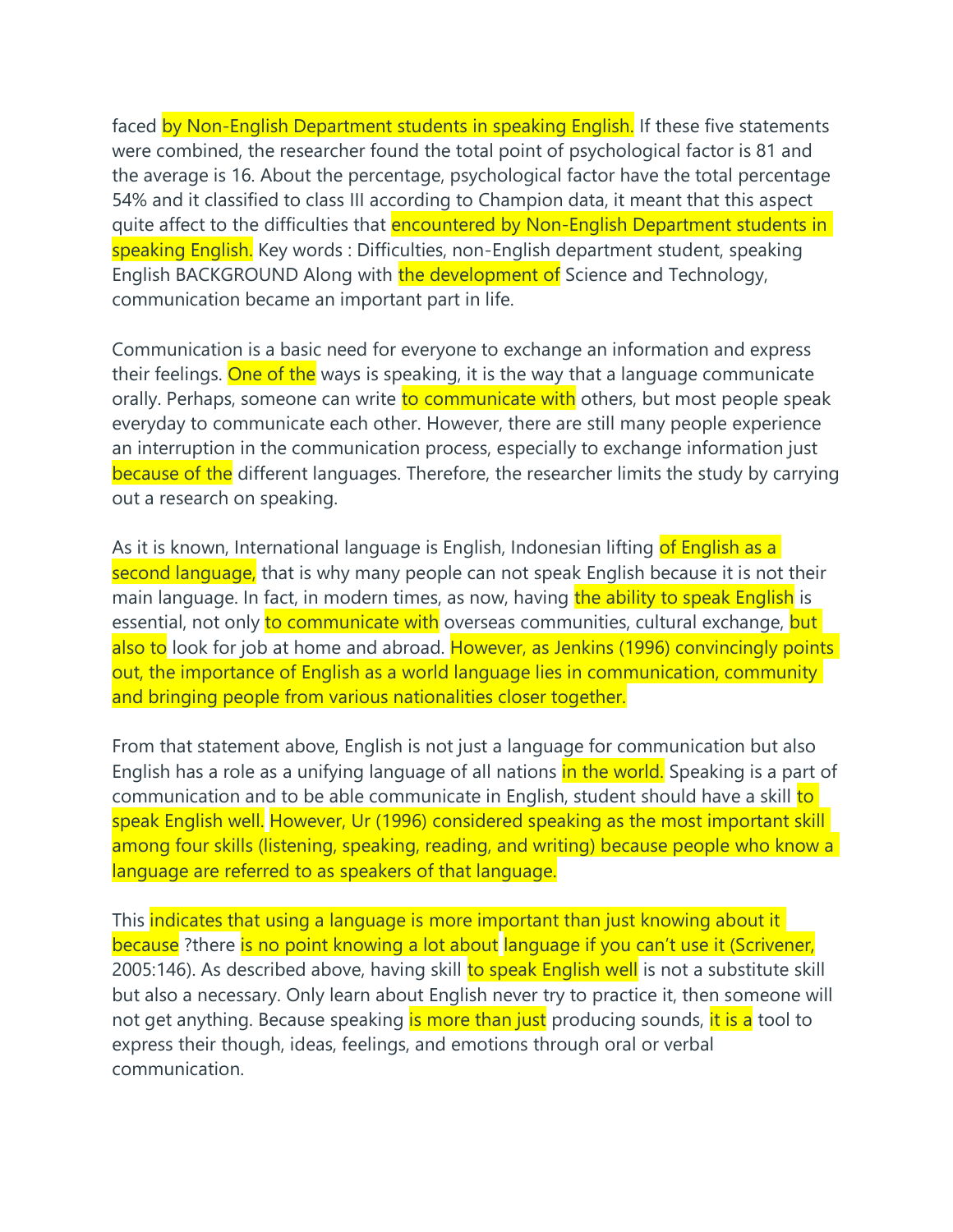faced by Non-English Department students in speaking English. If these five statements were combined, the researcher found the total point of psychological factor is 81 and the average is 16. About the percentage, psychological factor have the total percentage 54% and it classified to class III according to Champion data, it meant that this aspect quite affect to the difficulties that encountered by Non-English Department students in speaking English. Key words : Difficulties, non-English department student, speaking English BACKGROUND Along with the development of Science and Technology, communication became an important part in life.

Communication is a basic need for everyone to exchange an information and express their feelings. One of the ways is speaking, it is the way that a language communicate orally. Perhaps, someone can write to communicate with others, but most people speak everyday to communicate each other. However, there are still many people experience an interruption in the communication process, especially to exchange information just because of the different languages. Therefore, the researcher limits the study by carrying out a research on speaking.

As it is known, International language is English, Indonesian lifting of English as a second language, that is why many people can not speak English because it is not their main language. In fact, in modern times, as now, having the ability to speak English is essential, not only to communicate with overseas communities, cultural exchange, but also to look for job at home and abroad. However, as Jenkins (1996) convincingly points out, the importance of English as a world language lies in communication, community and bringing people from various nationalities closer together.

From that statement above, English is not just a language for communication but also English has a role as a unifying language of all nations in the world. Speaking is a part of communication and to be able communicate in English, student should have a skill to speak English well. However, Ur (1996) considered speaking as the most important skill among four skills (listening, speaking, reading, and writing) because people who know a language are referred to as speakers of that language.

This indicates that using a language is more important than just knowing about it because ?there is no point knowing a lot about language if you can't use it (Scrivener, 2005:146). As described above, having skill to speak English well is not a substitute skill but also a necessary. Only learn about English never try to practice it, then someone will not get anything. Because speaking is more than just producing sounds, it is a tool to express their though, ideas, feelings, and emotions through oral or verbal communication.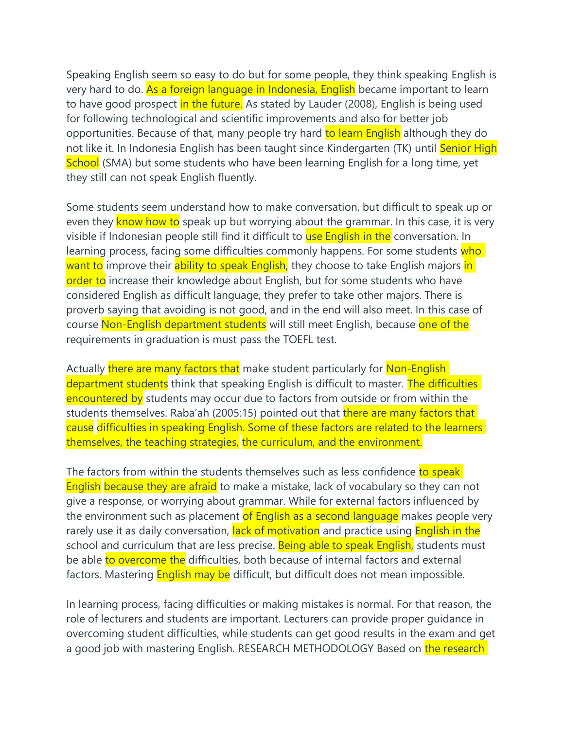Speaking English seem so easy to do but for some people, they think speaking English is very hard to do. As a foreign language in Indonesia, English became important to learn to have good prospect in the future. As stated by Lauder (2008), English is being used for following technological and scientific improvements and also for better job opportunities. Because of that, many people try hard to learn English although they do not like it. In Indonesia English has been taught since Kindergarten (TK) until Senior High School (SMA) but some students who have been learning English for a long time, yet they still can not speak English fluently.

Some students seem understand how to make conversation, but difficult to speak up or even they know how to speak up but worrying about the grammar. In this case, it is very visible if Indonesian people still find it difficult to use English in the conversation. In learning process, facing some difficulties commonly happens. For some students who want to improve their ability to speak English, they choose to take English majors in order to increase their knowledge about English, but for some students who have considered English as difficult language, they prefer to take other majors. There is proverb saying that avoiding is not good, and in the end will also meet. In this case of course Non-English department students will still meet English, because one of the requirements in graduation is must pass the TOEFL test.

Actually there are many factors that make student particularly for Non-English department students think that speaking English is difficult to master. The difficulties encountered by students may occur due to factors from outside or from within the students themselves. Raba'ah (2005:15) pointed out that there are many factors that cause difficulties in speaking English. Some of these factors are related to the learners themselves, the teaching strategies, the curriculum, and the environment.

The factors from within the students themselves such as less confidence to speak English because they are afraid to make a mistake, lack of vocabulary so they can not give a response, or worrying about grammar. While for external factors influenced by the environment such as placement of English as a second language makes people very rarely use it as daily conversation, lack of motivation and practice using English in the school and curriculum that are less precise. Being able to speak English, students must be able to overcome the difficulties, both because of internal factors and external factors. Mastering English may be difficult, but difficult does not mean impossible.

In learning process, facing difficulties or making mistakes is normal. For that reason, the role of lecturers and students are important. Lecturers can provide proper guidance in overcoming student difficulties, while students can get good results in the exam and get a good job with mastering English. RESEARCH METHODOLOGY Based on the research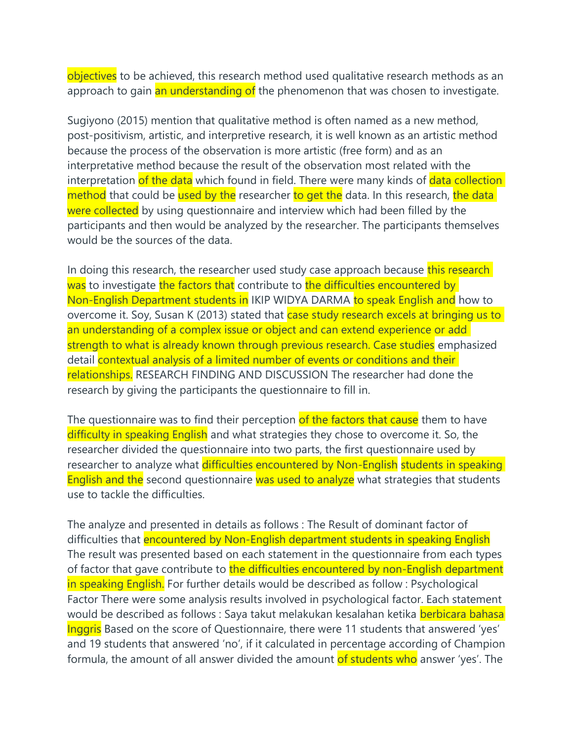objectives to be achieved, this research method used qualitative research methods as an approach to gain an understanding of the phenomenon that was chosen to investigate.

Sugiyono (2015) mention that qualitative method is often named as a new method, post-positivism, artistic, and interpretive research, it is well known as an artistic method because the process of the observation is more artistic (free form) and as an interpretative method because the result of the observation most related with the interpretation of the data which found in field. There were many kinds of data collection method that could be used by the researcher to get the data. In this research, the data were collected by using questionnaire and interview which had been filled by the participants and then would be analyzed by the researcher. The participants themselves would be the sources of the data.

In doing this research, the researcher used study case approach because this research was to investigate the factors that contribute to the difficulties encountered by Non-English Department students in IKIP WIDYA DARMA to speak English and how to overcome it. Soy, Susan K (2013) stated that case study research excels at bringing us to an understanding of a complex issue or object and can extend experience or add strength to what is already known through previous research. Case studies emphasized detail contextual analysis of a limited number of events or conditions and their relationships. RESEARCH FINDING AND DISCUSSION The researcher had done the research by giving the participants the questionnaire to fill in.

The questionnaire was to find their perception of the factors that cause them to have difficulty in speaking English and what strategies they chose to overcome it. So, the researcher divided the questionnaire into two parts, the first questionnaire used by researcher to analyze what difficulties encountered by Non-English students in speaking English and the second questionnaire was used to analyze what strategies that students use to tackle the difficulties.

The analyze and presented in details as follows : The Result of dominant factor of difficulties that encountered by Non-English department students in speaking English The result was presented based on each statement in the questionnaire from each types of factor that gave contribute to the difficulties encountered by non-English department in speaking English. For further details would be described as follow : Psychological Factor There were some analysis results involved in psychological factor. Each statement would be described as follows : Saya takut melakukan kesalahan ketika berbicara bahasa Inggris Based on the score of Questionnaire, there were 11 students that answered 'yes' and 19 students that answered 'no', if it calculated in percentage according of Champion formula, the amount of all answer divided the amount of students who answer 'yes'. The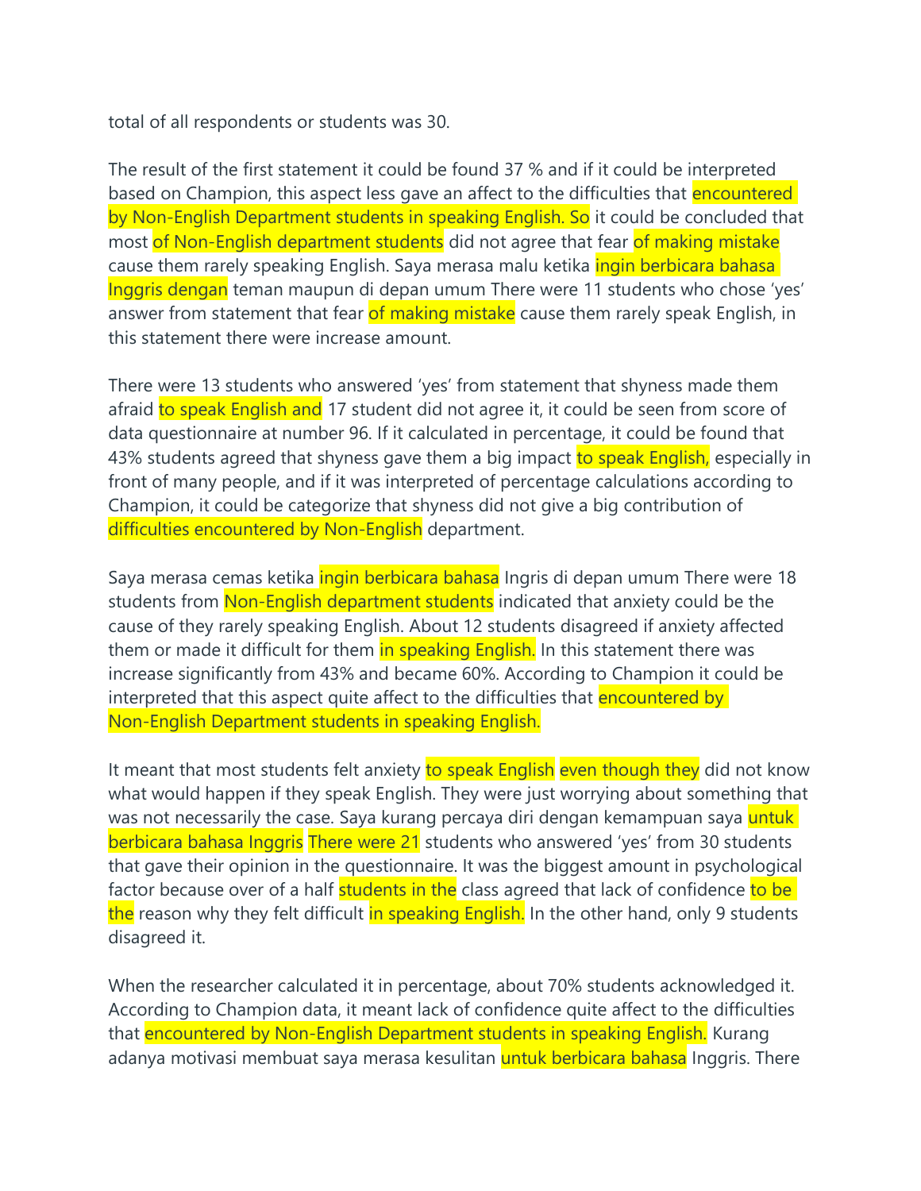total of all respondents or students was 30.

The result of the first statement it could be found 37 % and if it could be interpreted based on Champion, this aspect less gave an affect to the difficulties that encountered by Non-English Department students in speaking English. So it could be concluded that most of Non-English department students did not agree that fear of making mistake cause them rarely speaking English. Saya merasa malu ketika ingin berbicara bahasa Inggris dengan teman maupun di depan umum There were 11 students who chose 'yes' answer from statement that fear of making mistake cause them rarely speak English, in this statement there were increase amount.

There were 13 students who answered 'yes' from statement that shyness made them afraid to speak English and 17 student did not agree it, it could be seen from score of data questionnaire at number 96. If it calculated in percentage, it could be found that 43% students agreed that shyness gave them a big impact to speak English, especially in front of many people, and if it was interpreted of percentage calculations according to Champion, it could be categorize that shyness did not give a big contribution of difficulties encountered by Non-English department.

Saya merasa cemas ketika ingin berbicara bahasa Ingris di depan umum There were 18 students from Non-English department students indicated that anxiety could be the cause of they rarely speaking English. About 12 students disagreed if anxiety affected them or made it difficult for them in speaking English. In this statement there was increase significantly from 43% and became 60%. According to Champion it could be interpreted that this aspect quite affect to the difficulties that encountered by Non-English Department students in speaking English.

It meant that most students felt anxiety to speak English even though they did not know what would happen if they speak English. They were just worrying about something that was not necessarily the case. Saya kurang percaya diri dengan kemampuan saya untuk berbicara bahasa Inggris There were 21 students who answered 'yes' from 30 students that gave their opinion in the questionnaire. It was the biggest amount in psychological factor because over of a half students in the class agreed that lack of confidence to be the reason why they felt difficult in speaking English. In the other hand, only 9 students disagreed it.

When the researcher calculated it in percentage, about 70% students acknowledged it. According to Champion data, it meant lack of confidence quite affect to the difficulties that encountered by Non-English Department students in speaking English. Kurang adanya motivasi membuat saya merasa kesulitan untuk berbicara bahasa Inggris. There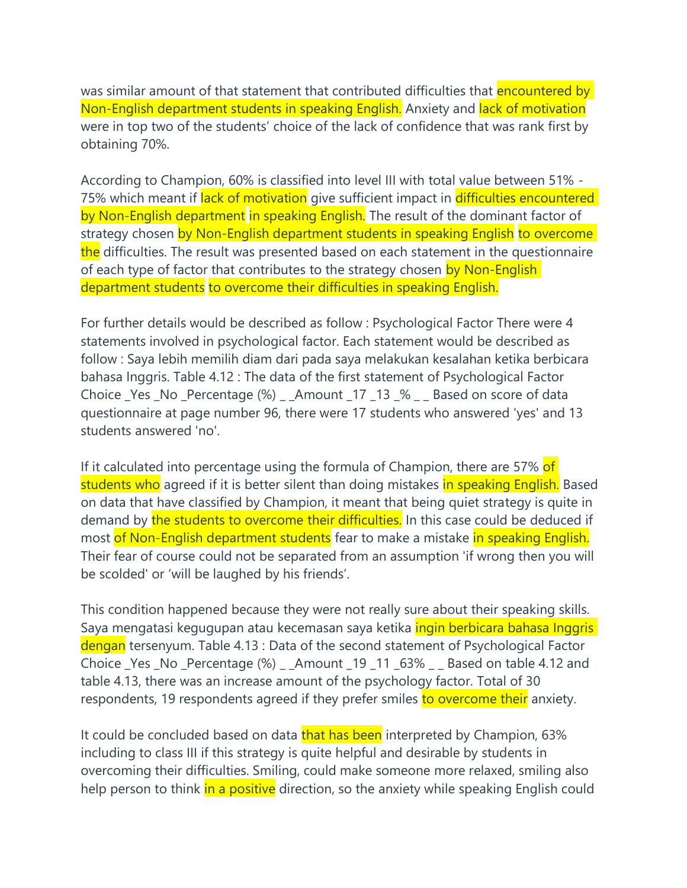was similar amount of that statement that contributed difficulties that encountered by Non-English department students in speaking English. Anxiety and lack of motivation were in top two of the students' choice of the lack of confidence that was rank first by obtaining 70%.

According to Champion, 60% is classified into level III with total value between 51% - 75% which meant if lack of motivation give sufficient impact in difficulties encountered by Non-English department in speaking English. The result of the dominant factor of strategy chosen by Non-English department students in speaking English to overcome the difficulties. The result was presented based on each statement in the questionnaire of each type of factor that contributes to the strategy chosen by Non-English department students to overcome their difficulties in speaking English.

For further details would be described as follow : Psychological Factor There were 4 statements involved in psychological factor. Each statement would be described as follow : Saya lebih memilih diam dari pada saya melakukan kesalahan ketika berbicara bahasa Inggris. Table 4.12 : The data of the first statement of Psychological Factor Choice _Yes _No _Percentage (%) _ _Amount _17 _13 _% _ _ Based on score of data questionnaire at page number 96, there were 17 students who answered 'yes' and 13 students answered 'no'.

If it calculated into percentage using the formula of Champion, there are 57% of students who agreed if it is better silent than doing mistakes in speaking English. Based on data that have classified by Champion, it meant that being quiet strategy is quite in demand by the students to overcome their difficulties. In this case could be deduced if most of Non-English department students fear to make a mistake in speaking English. Their fear of course could not be separated from an assumption 'if wrong then you will be scolded' or 'will be laughed by his friends'.

This condition happened because they were not really sure about their speaking skills. Saya mengatasi kegugupan atau kecemasan saya ketika ingin berbicara bahasa Inggris dengan tersenyum. Table 4.13 : Data of the second statement of Psychological Factor Choice _Yes _No _Percentage (%) _ _Amount _19 _11 _63% _ _ Based on table 4.12 and table 4.13, there was an increase amount of the psychology factor. Total of 30 respondents, 19 respondents agreed if they prefer smiles to overcome their anxiety.

It could be concluded based on data that has been interpreted by Champion, 63% including to class III if this strategy is quite helpful and desirable by students in overcoming their difficulties. Smiling, could make someone more relaxed, smiling also help person to think in a positive direction, so the anxiety while speaking English could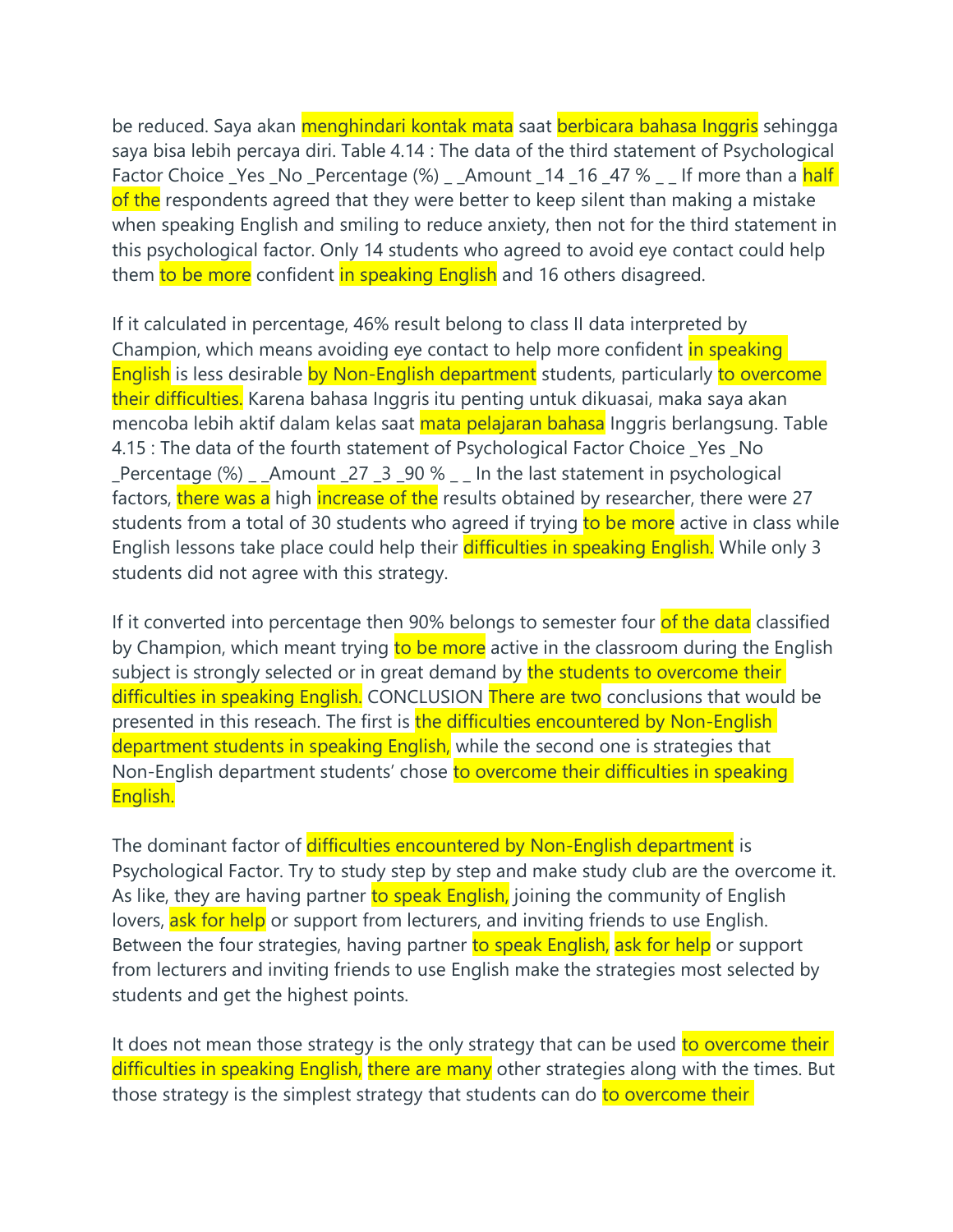be reduced. Saya akan menghindari kontak mata saat berbicara bahasa Inggris sehingga saya bisa lebih percaya diri. Table 4.14 : The data of the third statement of Psychological Factor Choice _Yes _No _Percentage (%) _ _Amount _14 _16 _47 % _ _ If more than a half of the respondents agreed that they were better to keep silent than making a mistake when speaking English and smiling to reduce anxiety, then not for the third statement in this psychological factor. Only 14 students who agreed to avoid eye contact could help them to be more confident in speaking English and 16 others disagreed.

If it calculated in percentage, 46% result belong to class II data interpreted by Champion, which means avoiding eye contact to help more confident in speaking English is less desirable by Non-English department students, particularly to overcome their difficulties. Karena bahasa Inggris itu penting untuk dikuasai, maka saya akan mencoba lebih aktif dalam kelas saat mata pelajaran bahasa Inggris berlangsung. Table 4.15 : The data of the fourth statement of Psychological Factor Choice _Yes _No _Percentage (%) _ _Amount _27 _3 _90 % _ _ In the last statement in psychological factors, there was a high increase of the results obtained by researcher, there were 27 students from a total of 30 students who agreed if trying to be more active in class while English lessons take place could help their difficulties in speaking English. While only 3 students did not agree with this strategy.

If it converted into percentage then 90% belongs to semester four of the data classified by Champion, which meant trying to be more active in the classroom during the English subject is strongly selected or in great demand by the students to overcome their difficulties in speaking English. CONCLUSION There are two conclusions that would be presented in this reseach. The first is the difficulties encountered by Non-English department students in speaking English, while the second one is strategies that Non-English department students' chose to overcome their difficulties in speaking English.

The dominant factor of difficulties encountered by Non-English department is Psychological Factor. Try to study step by step and make study club are the overcome it. As like, they are having partner to speak English, joining the community of English lovers, ask for help or support from lecturers, and inviting friends to use English. Between the four strategies, having partner to speak English, ask for help or support from lecturers and inviting friends to use English make the strategies most selected by students and get the highest points.

It does not mean those strategy is the only strategy that can be used to overcome their difficulties in speaking English, there are many other strategies along with the times. But those strategy is the simplest strategy that students can do to overcome their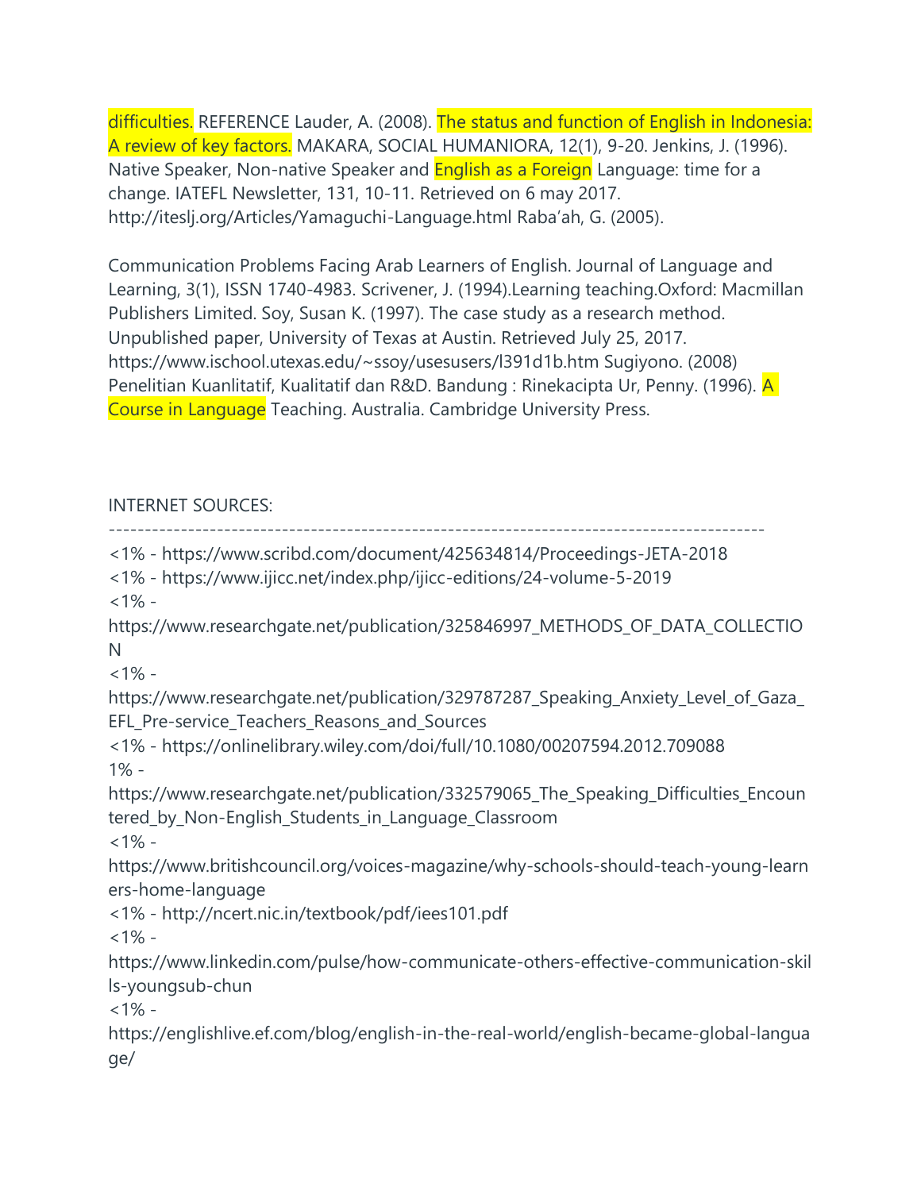difficulties. REFERENCE Lauder, A. (2008). The status and function of English in Indonesia: A review of key factors. MAKARA, SOCIAL HUMANIORA, 12(1), 9-20. Jenkins, J. (1996). Native Speaker, Non-native Speaker and English as a Foreign Language: time for a change. IATEFL Newsletter, 131, 10-11. Retrieved on 6 may 2017. http://iteslj.org/Articles/Yamaguchi-Language.html Raba'ah, G. (2005).

Communication Problems Facing Arab Learners of English. Journal of Language and Learning, 3(1), ISSN 1740-4983. Scrivener, J. (1994).Learning teaching.Oxford: Macmillan Publishers Limited. Soy, Susan K. (1997). The case study as a research method. Unpublished paper, University of Texas at Austin. Retrieved July 25, 2017. https://www.ischool.utexas.edu/~ssoy/usesusers/l391d1b.htm Sugiyono. (2008) Penelitian Kuanlitatif, Kualitatif dan R&D. Bandung : Rinekacipta Ur, Penny. (1996). A Course in Language Teaching. Australia. Cambridge University Press.

INTERNET SOURCES:

-------------------------------------------------------------------------------------------

<1% - https://www.scribd.com/document/425634814/Proceedings-JETA-2018
<1% - https://www.ijicc.net/index.php/ijicc-editions/24-volume-5-2019
<1% - https://www.researchgate.net/publication/325846997_METHODS_OF_DATA_COLLECTION
<1% - https://www.researchgate.net/publication/329787287_Speaking_Anxiety_Level_of_Gaza_EFL_Pre-service_Teachers_Reasons_and_Sources
<1% - https://onlinelibrary.wiley.com/doi/full/10.1080/00207594.2012.709088
1% - https://www.researchgate.net/publication/332579065_The_Speaking_Difficulties_Encountered_by_Non-English_Students_in_Language_Classroom
<1% - https://www.britishcouncil.org/voices-magazine/why-schools-should-teach-young-learners-home-language
<1% - http://ncert.nic.in/textbook/pdf/iees101.pdf
<1% - https://www.linkedin.com/pulse/how-communicate-others-effective-communication-skills-youngsub-chun
<1% - https://englishlive.ef.com/blog/english-in-the-real-world/english-became-global-language/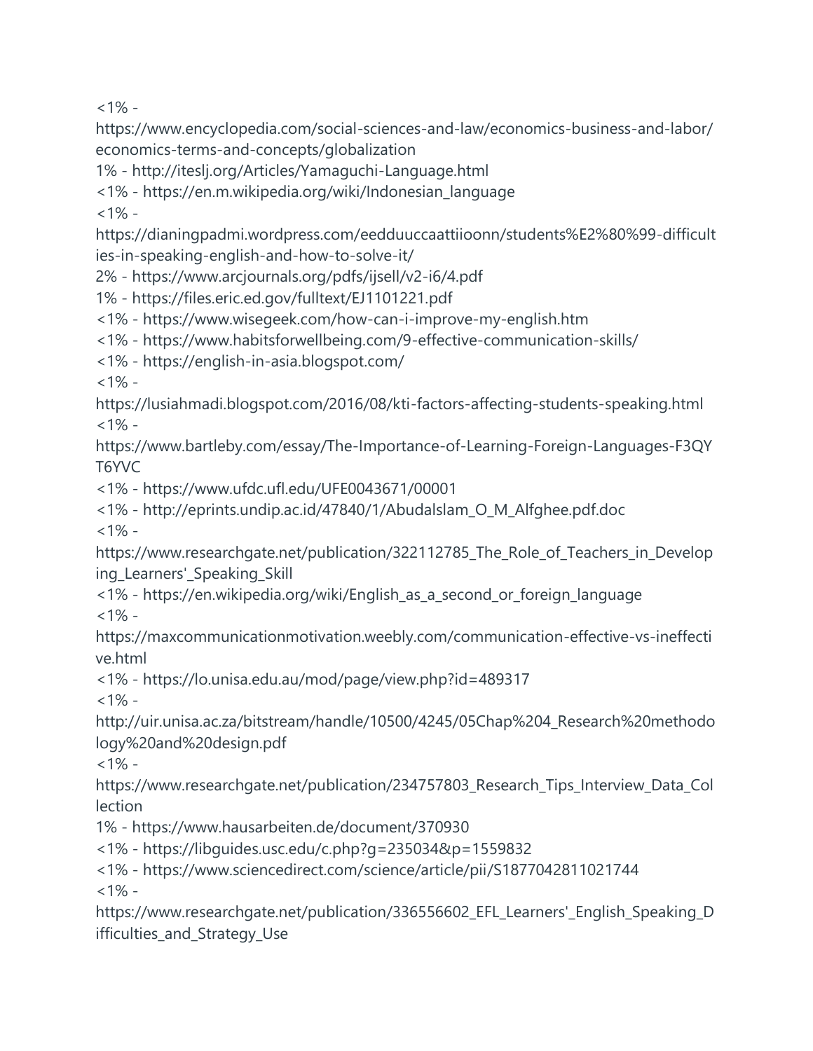<1% - https://www.encyclopedia.com/social-sciences-and-law/economics-business-and-labor/economics-terms-and-concepts/globalization

1% - http://iteslj.org/Articles/Yamaguchi-Language.html

<1% - https://en.m.wikipedia.org/wiki/Indonesian_language

<1% - https://dianingpadmi.wordpress.com/eedduuccaattiioonn/students%E2%80%99-difficulties-in-speaking-english-and-how-to-solve-it/

2% - https://www.arcjournals.org/pdfs/ijsell/v2-i6/4.pdf

1% - https://files.eric.ed.gov/fulltext/EJ1101221.pdf

<1% - https://www.wisegeek.com/how-can-i-improve-my-english.htm

<1% - https://www.habitsforwellbeing.com/9-effective-communication-skills/

<1% - https://english-in-asia.blogspot.com/

<1% - https://lusiahmadi.blogspot.com/2016/08/kti-factors-affecting-students-speaking.html

<1% - https://www.bartleby.com/essay/The-Importance-of-Learning-Foreign-Languages-F3QYT6YVC

<1% - https://www.ufdc.ufl.edu/UFE0043671/00001

<1% - http://eprints.undip.ac.id/47840/1/Abudalslam_O_M_Alfghee.pdf.doc

<1% - https://www.researchgate.net/publication/322112785_The_Role_of_Teachers_in_Developing_Learners'_Speaking_Skill

<1% - https://en.wikipedia.org/wiki/English_as_a_second_or_foreign_language

<1% - https://maxcommunicationmotivation.weebly.com/communication-effective-vs-ineffective.html

<1% - https://lo.unisa.edu.au/mod/page/view.php?id=489317

<1% - http://uir.unisa.ac.za/bitstream/handle/10500/4245/05Chap%204_Research%20methodology%20and%20design.pdf

<1% - https://www.researchgate.net/publication/234757803_Research_Tips_Interview_Data_Collection

1% - https://www.hausarbeiten.de/document/370930

<1% - https://libguides.usc.edu/c.php?g=235034&p=1559832

<1% - https://www.sciencedirect.com/science/article/pii/S1877042811021744

<1% - https://www.researchgate.net/publication/336556602_EFL_Learners'_English_Speaking_Difficulties_and_Strategy_Use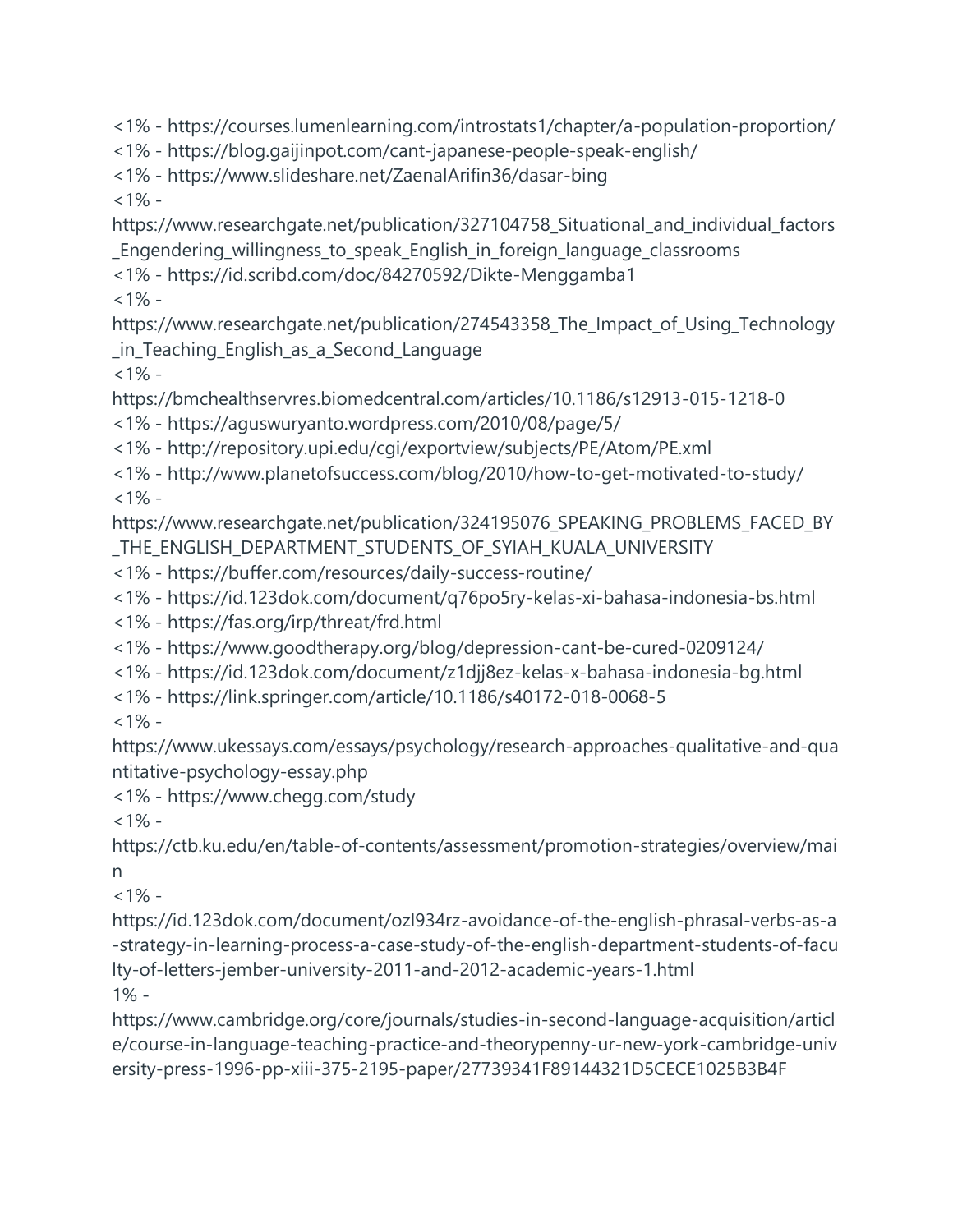<1% - https://courses.lumenlearning.com/introstats1/chapter/a-population-proportion/
<1% - https://blog.gaijinpot.com/cant-japanese-people-speak-english/
<1% - https://www.slideshare.net/ZaenalArifin36/dasar-bing
<1% - https://www.researchgate.net/publication/327104758_Situational_and_individual_factors_Engendering_willingness_to_speak_English_in_foreign_language_classrooms
<1% - https://id.scribd.com/doc/84270592/Dikte-Menggamba1
<1% - https://www.researchgate.net/publication/274543358_The_Impact_of_Using_Technology_in_Teaching_English_as_a_Second_Language
<1% - https://bmchealthservres.biomedcentral.com/articles/10.1186/s12913-015-1218-0
<1% - https://aguswuryanto.wordpress.com/2010/08/page/5/
<1% - http://repository.upi.edu/cgi/exportview/subjects/PE/Atom/PE.xml
<1% - http://www.planetofsuccess.com/blog/2010/how-to-get-motivated-to-study/
<1% - https://www.researchgate.net/publication/324195076_SPEAKING_PROBLEMS_FACED_BY_THE_ENGLISH_DEPARTMENT_STUDENTS_OF_SYIAH_KUALA_UNIVERSITY
<1% - https://buffer.com/resources/daily-success-routine/
<1% - https://id.123dok.com/document/q76po5ry-kelas-xi-bahasa-indonesia-bs.html
<1% - https://fas.org/irp/threat/frd.html
<1% - https://www.goodtherapy.org/blog/depression-cant-be-cured-0209124/
<1% - https://id.123dok.com/document/z1djj8ez-kelas-x-bahasa-indonesia-bg.html
<1% - https://link.springer.com/article/10.1186/s40172-018-0068-5
<1% - https://www.ukessays.com/essays/psychology/research-approaches-qualitative-and-quantitative-psychology-essay.php
<1% - https://www.chegg.com/study
<1% - https://ctb.ku.edu/en/table-of-contents/assessment/promotion-strategies/overview/main
<1% - https://id.123dok.com/document/ozl934rz-avoidance-of-the-english-phrasal-verbs-as-a-strategy-in-learning-process-a-case-study-of-the-english-department-students-of-faculty-of-letters-jember-university-2011-and-2012-academic-years-1.html
1% - https://www.cambridge.org/core/journals/studies-in-second-language-acquisition/article/course-in-language-teaching-practice-and-theorypenny-ur-new-york-cambridge-university-press-1996-pp-xiii-375-2195-paper/27739341F89144321D5CECE1025B3B4F